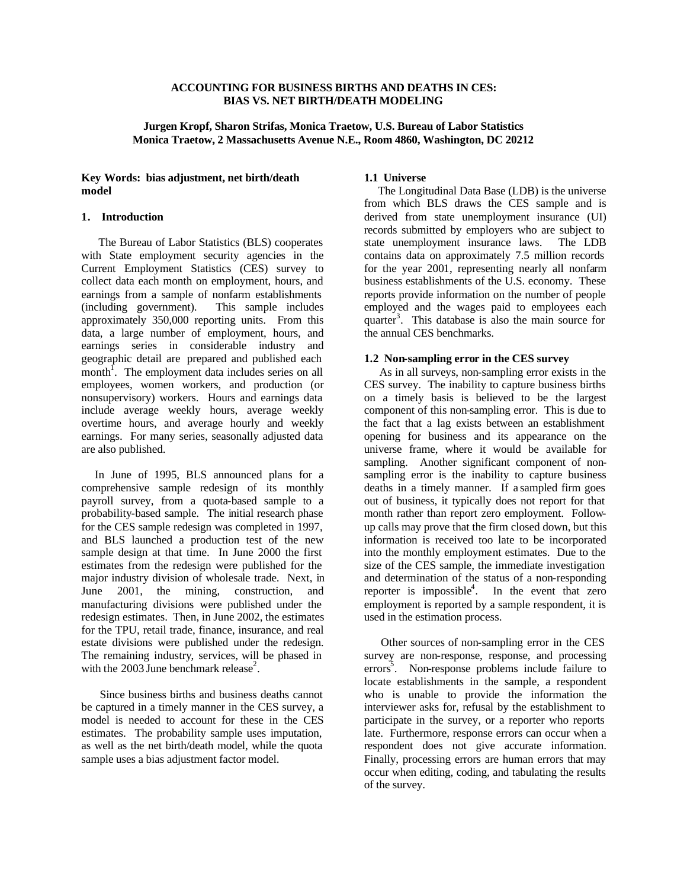# ACCOUNTING FOR BUSINESS BIRTHS AND DEATHS IN CES: BIAS VS. NET BIRTH/DEATH MODELING

**Jurgen Kropf, Sharon Strifas, Monica Traetow, U.S. Bureau of Labor Statistics**
**Monica Traetow, 2 Massachusetts Avenue N.E., Room 4860, Washington, DC 20212**

**Key Words: bias adjustment, net birth/death model**

## 1. Introduction

The Bureau of Labor Statistics (BLS) cooperates with State employment security agencies in the Current Employment Statistics (CES) survey to collect data each month on employment, hours, and earnings from a sample of nonfarm establishments (including government). This sample includes approximately 350,000 reporting units. From this data, a large number of employment, hours, and earnings series in considerable industry and geographic detail are prepared and published each month[1]. The employment data includes series on all employees, women workers, and production (or nonsupervisory) workers. Hours and earnings data include average weekly hours, average weekly overtime hours, and average hourly and weekly earnings. For many series, seasonally adjusted data are also published.

In June of 1995, BLS announced plans for a comprehensive sample redesign of its monthly payroll survey, from a quota-based sample to a probability-based sample. The initial research phase for the CES sample redesign was completed in 1997, and BLS launched a production test of the new sample design at that time. In June 2000 the first estimates from the redesign were published for the major industry division of wholesale trade. Next, in June 2001, the mining, construction, and manufacturing divisions were published under the redesign estimates. Then, in June 2002, the estimates for the TPU, retail trade, finance, insurance, and real estate divisions were published under the redesign. The remaining industry, services, will be phased in with the 2003 June benchmark release[2].

Since business births and business deaths cannot be captured in a timely manner in the CES survey, a model is needed to account for these in the CES estimates. The probability sample uses imputation, as well as the net birth/death model, while the quota sample uses a bias adjustment factor model.

### 1.1 Universe

The Longitudinal Data Base (LDB) is the universe from which BLS draws the CES sample and is derived from state unemployment insurance (UI) records submitted by employers who are subject to state unemployment insurance laws. The LDB contains data on approximately 7.5 million records for the year 2001, representing nearly all nonfarm business establishments of the U.S. economy. These reports provide information on the number of people employed and the wages paid to employees each quarter[3]. This database is also the main source for the annual CES benchmarks.

### 1.2 Non-sampling error in the CES survey

As in all surveys, non-sampling error exists in the CES survey. The inability to capture business births on a timely basis is believed to be the largest component of this non-sampling error. This is due to the fact that a lag exists between an establishment opening for business and its appearance on the universe frame, where it would be available for sampling. Another significant component of non-sampling error is the inability to capture business deaths in a timely manner. If a sampled firm goes out of business, it typically does not report for that month rather than report zero employment. Follow-up calls may prove that the firm closed down, but this information is received too late to be incorporated into the monthly employment estimates. Due to the size of the CES sample, the immediate investigation and determination of the status of a non-responding reporter is impossible[4]. In the event that zero employment is reported by a sample respondent, it is used in the estimation process.

Other sources of non-sampling error in the CES survey are non-response, response, and processing errors[5]. Non-response problems include failure to locate establishments in the sample, a respondent who is unable to provide the information the interviewer asks for, refusal by the establishment to participate in the survey, or a reporter who reports late. Furthermore, response errors can occur when a respondent does not give accurate information. Finally, processing errors are human errors that may occur when editing, coding, and tabulating the results of the survey.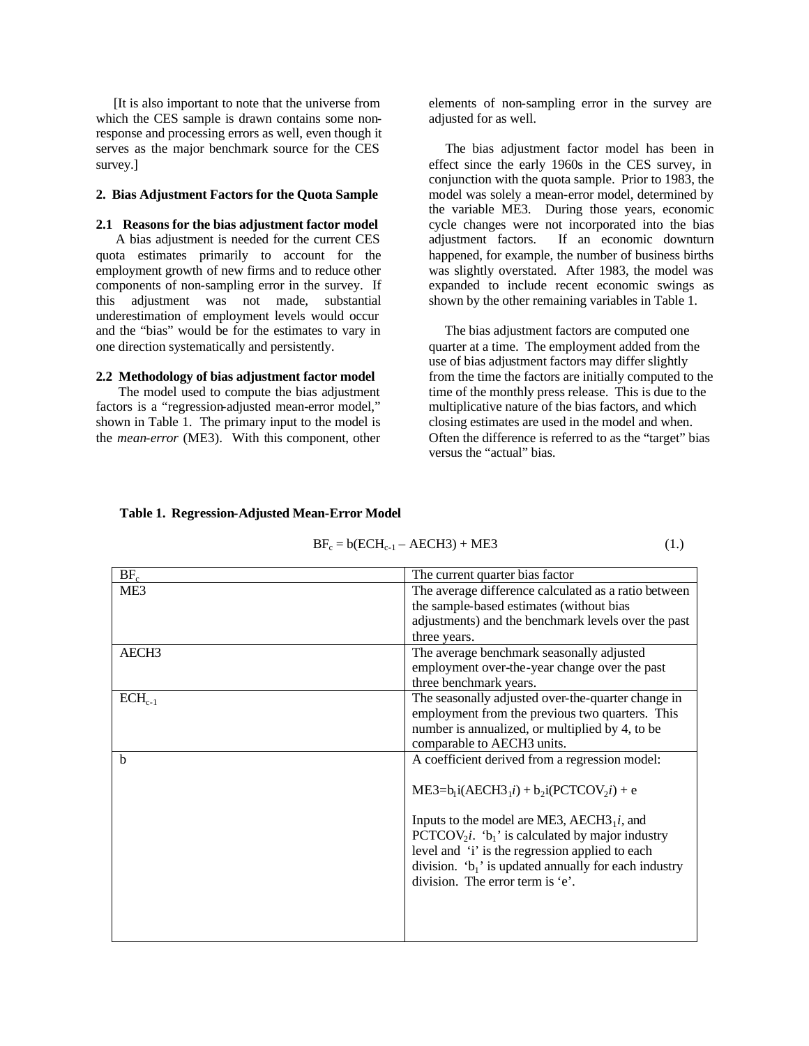[It is also important to note that the universe from which the CES sample is drawn contains some non-response and processing errors as well, even though it serves as the major benchmark source for the CES survey.]

## 2. Bias Adjustment Factors for the Quota Sample

### 2.1 Reasons for the bias adjustment factor model

A bias adjustment is needed for the current CES quota estimates primarily to account for the employment growth of new firms and to reduce other components of non-sampling error in the survey. If this adjustment was not made, substantial underestimation of employment levels would occur and the "bias" would be for the estimates to vary in one direction systematically and persistently.

### 2.2 Methodology of bias adjustment factor model

The model used to compute the bias adjustment factors is a "regression-adjusted mean-error model," shown in Table 1. The primary input to the model is the *mean-error* (ME3). With this component, other elements of non-sampling error in the survey are adjusted for as well.

The bias adjustment factor model has been in effect since the early 1960s in the CES survey, in conjunction with the quota sample. Prior to 1983, the model was solely a mean-error model, determined by the variable ME3. During those years, economic cycle changes were not incorporated into the bias adjustment factors. If an economic downturn happened, for example, the number of business births was slightly overstated. After 1983, the model was expanded to include recent economic swings as shown by the other remaining variables in Table 1.

The bias adjustment factors are computed one quarter at a time. The employment added from the use of bias adjustment factors may differ slightly from the time the factors are initially computed to the time of the monthly press release. This is due to the multiplicative nature of the bias factors, and which closing estimates are used in the model and when. Often the difference is referred to as the "target" bias versus the "actual" bias.

**Table 1. Regression-Adjusted Mean-Error Model**

$$BF_c = b(ECH_{c-1} - AECH3) + ME3 \qquad (1.)$$

| | |
|---|---|
| $BF_c$ | The current quarter bias factor |
| ME3 | The average difference calculated as a ratio between the sample-based estimates (without bias adjustments) and the benchmark levels over the past three years. |
| AECH3 | The average benchmark seasonally adjusted employment over-the-year change over the past three benchmark years. |
| $ECH_{c-1}$ | The seasonally adjusted over-the-quarter change in employment from the previous two quarters. This number is annualized, or multiplied by 4, to be comparable to AECH3 units. |
| b | A coefficient derived from a regression model: $ME3=b_1 i(AECH3_1 i) + b_2 i(PCTCOV_2 i) + e$ Inputs to the model are ME3, $AECH3_1 i$, and $PCTCOV_2 i$. '$b_1$' is calculated by major industry level and 'i' is the regression applied to each division. '$b_1$' is updated annually for each industry division. The error term is 'e'. |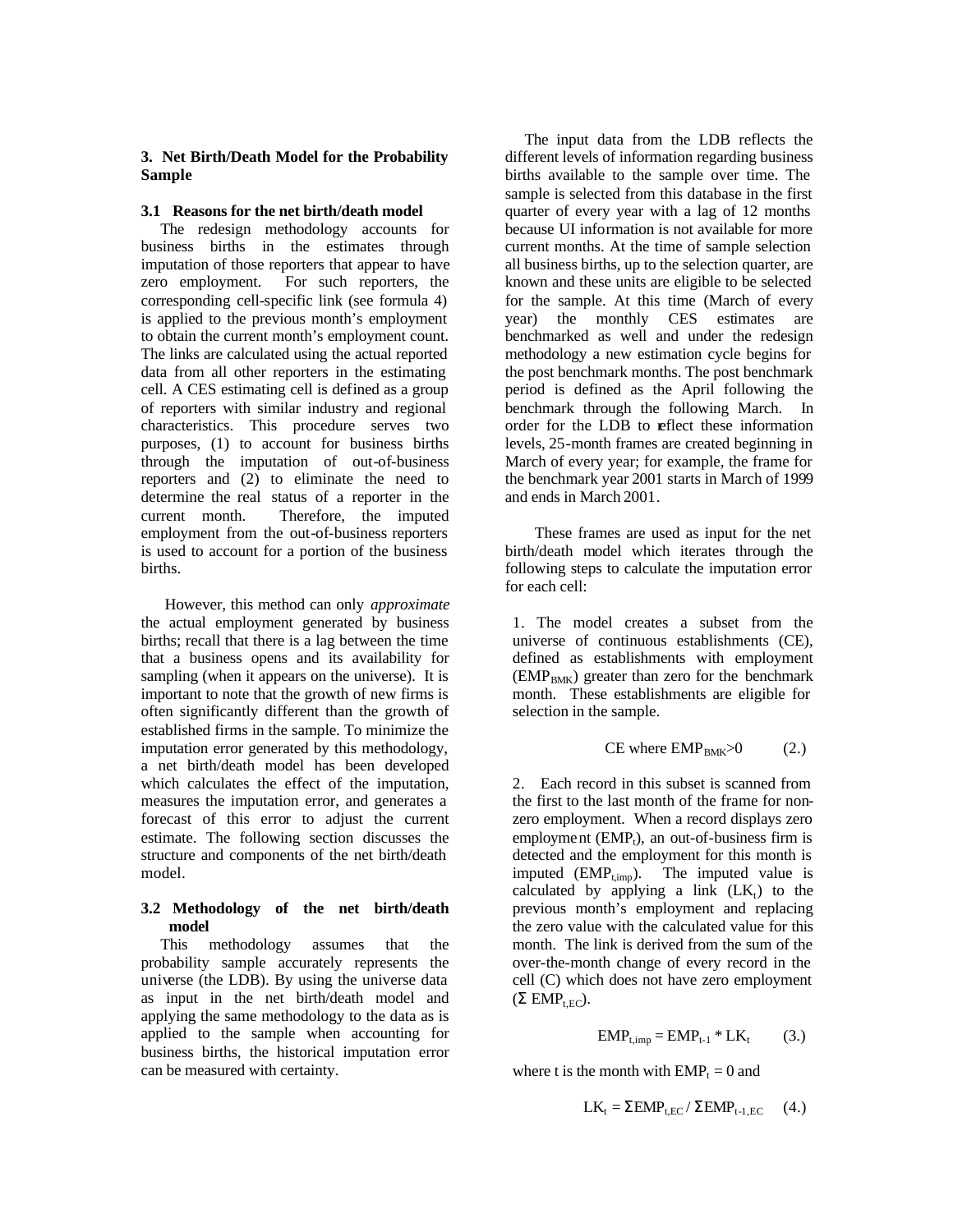### 3. Net Birth/Death Model for the Probability Sample

#### 3.1 Reasons for the net birth/death model

The redesign methodology accounts for business births in the estimates through imputation of those reporters that appear to have zero employment. For such reporters, the corresponding cell-specific link (see formula 4) is applied to the previous month's employment to obtain the current month's employment count. The links are calculated using the actual reported data from all other reporters in the estimating cell. A CES estimating cell is defined as a group of reporters with similar industry and regional characteristics. This procedure serves two purposes, (1) to account for business births through the imputation of out-of-business reporters and (2) to eliminate the need to determine the real status of a reporter in the current month. Therefore, the imputed employment from the out-of-business reporters is used to account for a portion of the business births.

However, this method can only *approximate* the actual employment generated by business births; recall that there is a lag between the time that a business opens and its availability for sampling (when it appears on the universe). It is important to note that the growth of new firms is often significantly different than the growth of established firms in the sample. To minimize the imputation error generated by this methodology, a net birth/death model has been developed which calculates the effect of the imputation, measures the imputation error, and generates a forecast of this error to adjust the current estimate. The following section discusses the structure and components of the net birth/death model.

#### 3.2 Methodology of the net birth/death model

This methodology assumes that the probability sample accurately represents the universe (the LDB). By using the universe data as input in the net birth/death model and applying the same methodology to the data as is applied to the sample when accounting for business births, the historical imputation error can be measured with certainty.

The input data from the LDB reflects the different levels of information regarding business births available to the sample over time. The sample is selected from this database in the first quarter of every year with a lag of 12 months because UI information is not available for more current months. At the time of sample selection all business births, up to the selection quarter, are known and these units are eligible to be selected for the sample. At this time (March of every year) the monthly CES estimates are benchmarked as well and under the redesign methodology a new estimation cycle begins for the post benchmark months. The post benchmark period is defined as the April following the benchmark through the following March. In order for the LDB to reflect these information levels, 25-month frames are created beginning in March of every year; for example, the frame for the benchmark year 2001 starts in March of 1999 and ends in March 2001.

These frames are used as input for the net birth/death model which iterates through the following steps to calculate the imputation error for each cell:

1. The model creates a subset from the universe of continuous establishments (CE), defined as establishments with employment ($EMP_{BMK}$) greater than zero for the benchmark month. These establishments are eligible for selection in the sample.

$$\text{CE where } EMP_{BMK} > 0 \qquad (2.)$$

2. Each record in this subset is scanned from the first to the last month of the frame for non-zero employment. When a record displays zero employment ($EMP_t$), an out-of-business firm is detected and the employment for this month is imputed ($EMP_{t,imp}$). The imputed value is calculated by applying a link ($LK_t$) to the previous month's employment and replacing the zero value with the calculated value for this month. The link is derived from the sum of the over-the-month change of every record in the cell (C) which does not have zero employment ($\Sigma\ EMP_{t,EC}$).

$$EMP_{t,imp} = EMP_{t-1} * LK_t \qquad (3.)$$

where t is the month with $EMP_t = 0$ and

$$LK_t = \Sigma EMP_{t,EC} / \Sigma EMP_{t-1,EC} \qquad (4.)$$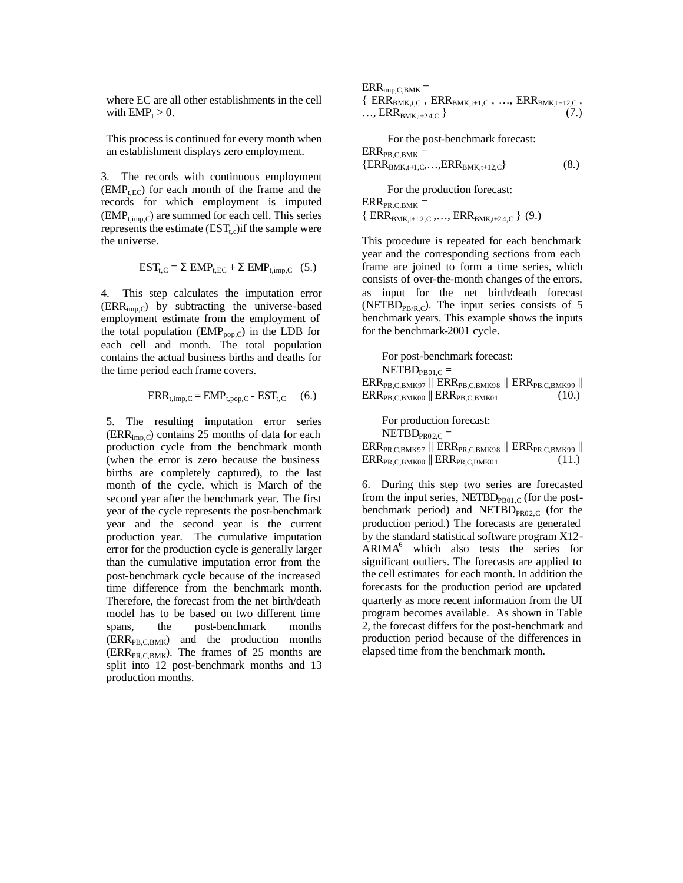where EC are all other establishments in the cell with $EMP_t > 0$.

This process is continued for every month when an establishment displays zero employment.

3. The records with continuous employment ($EMP_{t,EC}$) for each month of the frame and the records for which employment is imputed ($EMP_{t,imp,C}$) are summed for each cell. This series represents the estimate ($EST_{t,c}$) if the sample were the universe.

$$EST_{t,C} = \Sigma\ EMP_{t,EC} + \Sigma\ EMP_{t,imp,C} \quad (5.)$$

4. This step calculates the imputation error ($ERR_{imp,C}$) by subtracting the universe-based employment estimate from the employment of the total population ($EMP_{pop,C}$) in the LDB for each cell and month. The total population contains the actual business births and deaths for the time period each frame covers.

$$ERR_{t,imp,C} = EMP_{t,pop,C} - EST_{t,C} \quad (6.)$$

5. The resulting imputation error series ($ERR_{imp,C}$) contains 25 months of data for each production cycle from the benchmark month (when the error is zero because the business births are completely captured), to the last month of the cycle, which is March of the second year after the benchmark year. The first year of the cycle represents the post-benchmark year and the second year is the current production year. The cumulative imputation error for the production cycle is generally larger than the cumulative imputation error from the post-benchmark cycle because of the increased time difference from the benchmark month. Therefore, the forecast from the net birth/death model has to be based on two different time spans, the post-benchmark months ($ERR_{PB,C,BMK}$) and the production months ($ERR_{PR,C,BMK}$). The frames of 25 months are split into 12 post-benchmark months and 13 production months.

$$ERR_{imp,C,BMK} = \{ ERR_{BMK,t,C}\ ,\ ERR_{BMK,t+1,C}\ ,\ \ldots,\ ERR_{BMK,t+12,C}\ ,\ \ldots,\ ERR_{BMK,t+24,C} \} \quad (7.)$$

For the post-benchmark forecast:

$$ERR_{PB,C,BMK} = \{ERR_{BMK,t+1,C},\ldots,ERR_{BMK,t+12,C}\} \quad (8.)$$

For the production forecast:

$$ERR_{PR,C,BMK} = \{ ERR_{BMK,t+12,C}\ ,\ldots,\ ERR_{BMK,t+24,C} \} \quad (9.)$$

This procedure is repeated for each benchmark year and the corresponding sections from each frame are joined to form a time series, which consists of over-the-month changes of the errors, as input for the net birth/death forecast ($NETBD_{PB/R,C}$). The input series consists of 5 benchmark years. This example shows the inputs for the benchmark-2001 cycle.

For post-benchmark forecast:

$$NETBD_{PB01,C} = ERR_{PB,C,BMK97} \parallel ERR_{PB,C,BMK98} \parallel ERR_{PB,C,BMK99} \parallel ERR_{PB,C,BMK00} \parallel ERR_{PB,C,BMK01} \quad (10.)$$

For production forecast:

$$NETBD_{PR02,C} = ERR_{PR,C,BMK97} \parallel ERR_{PR,C,BMK98} \parallel ERR_{PR,C,BMK99} \parallel ERR_{PR,C,BMK00} \parallel ERR_{PR,C,BMK01} \quad (11.)$$

6. During this step two series are forecasted from the input series, $NETBD_{PB01,C}$ (for the post-benchmark period) and $NETBD_{PR02,C}$ (for the production period.) The forecasts are generated by the standard statistical software program X12-ARIMA[6] which also tests the series for significant outliers. The forecasts are applied to the cell estimates for each month. In addition the forecasts for the production period are updated quarterly as more recent information from the UI program becomes available. As shown in Table 2, the forecast differs for the post-benchmark and production period because of the differences in elapsed time from the benchmark month.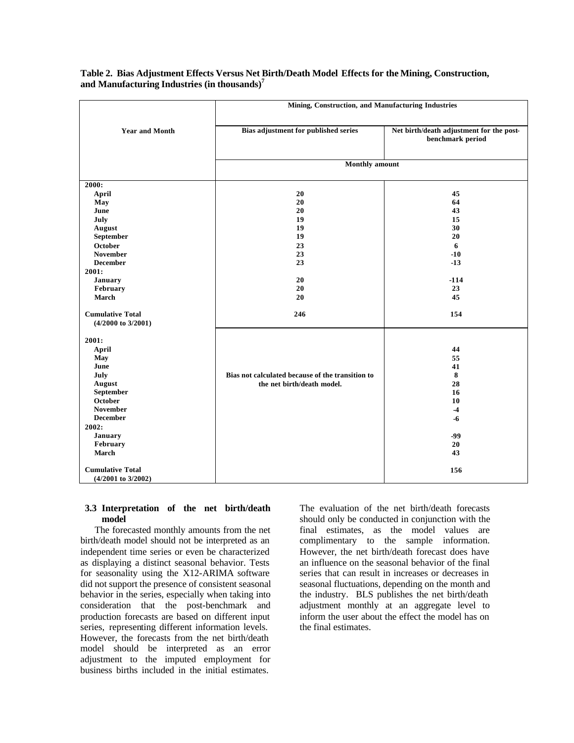**Table 2. Bias Adjustment Effects Versus Net Birth/Death Model Effects for the Mining, Construction, and Manufacturing Industries (in thousands)[7]**

| Year and Month | Mining, Construction, and Manufacturing Industries | |
|---|---|---|
| | Bias adjustment for published series | Net birth/death adjustment for the post-benchmark period |
| | Monthly amount | |
| **2000:** | | |
| April | 20 | 45 |
| May | 20 | 64 |
| June | 20 | 43 |
| July | 19 | 15 |
| August | 19 | 30 |
| September | 19 | 20 |
| October | 23 | 6 |
| November | 23 | -10 |
| December | 23 | -13 |
| **2001:** | | |
| January | 20 | -114 |
| February | 20 | 23 |
| March | 20 | 45 |
| **Cumulative Total (4/2000 to 3/2001)** | 246 | 154 |
| **2001:** | | |
| April | Bias not calculated because of the transition to the net birth/death model. | 44 |
| May | | 55 |
| June | | 41 |
| July | | 8 |
| August | | 28 |
| September | | 16 |
| October | | 10 |
| November | | -4 |
| December | | -6 |
| **2002:** | | |
| January | | -99 |
| February | | 20 |
| March | | 43 |
| **Cumulative Total (4/2001 to 3/2002)** | | 156 |

### 3.3 Interpretation of the net birth/death model

The forecasted monthly amounts from the net birth/death model should not be interpreted as an independent time series or even be characterized as displaying a distinct seasonal behavior. Tests for seasonality using the X12-ARIMA software did not support the presence of consistent seasonal behavior in the series, especially when taking into consideration that the post-benchmark and production forecasts are based on different input series, representing different information levels. However, the forecasts from the net birth/death model should be interpreted as an error adjustment to the imputed employment for business births included in the initial estimates. The evaluation of the net birth/death forecasts should only be conducted in conjunction with the final estimates, as the model values are complimentary to the sample information. However, the net birth/death forecast does have an influence on the seasonal behavior of the final series that can result in increases or decreases in seasonal fluctuations, depending on the month and the industry. BLS publishes the net birth/death adjustment monthly at an aggregate level to inform the user about the effect the model has on the final estimates.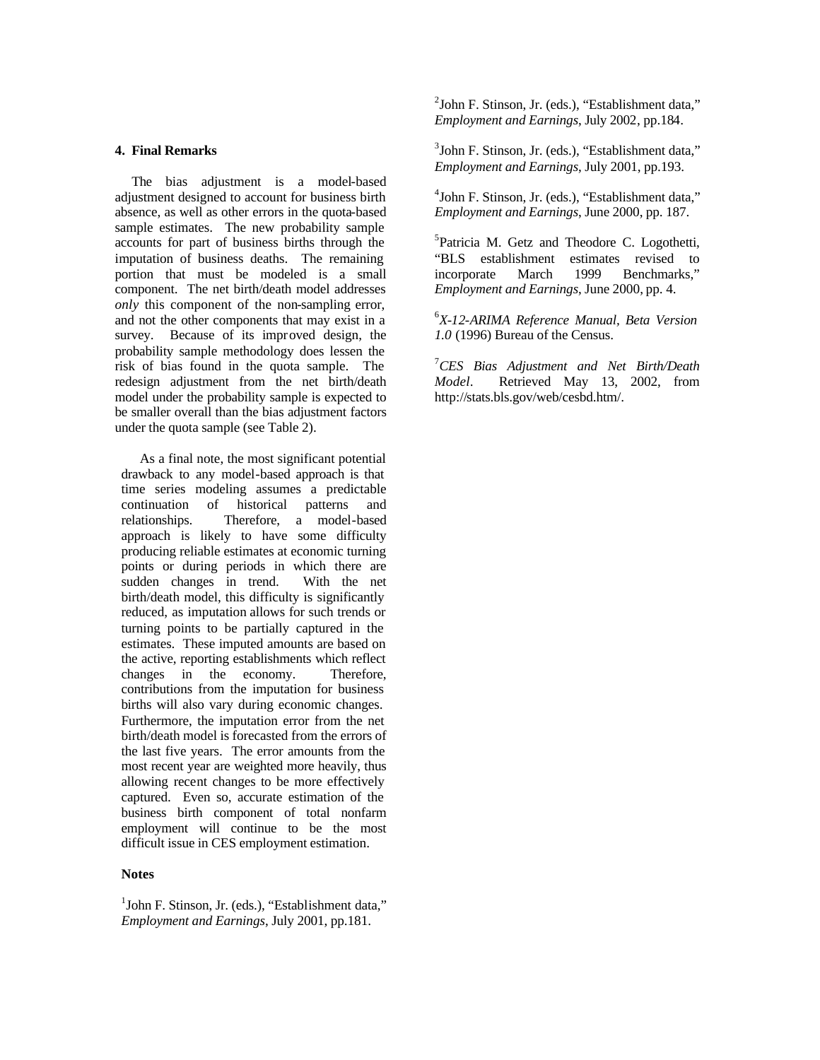## 4. Final Remarks

The bias adjustment is a model-based adjustment designed to account for business birth absence, as well as other errors in the quota-based sample estimates. The new probability sample accounts for part of business births through the imputation of business deaths. The remaining portion that must be modeled is a small component. The net birth/death model addresses *only* this component of the non-sampling error, and not the other components that may exist in a survey. Because of its improved design, the probability sample methodology does lessen the risk of bias found in the quota sample. The redesign adjustment from the net birth/death model under the probability sample is expected to be smaller overall than the bias adjustment factors under the quota sample (see Table 2).

As a final note, the most significant potential drawback to any model-based approach is that time series modeling assumes a predictable continuation of historical patterns and relationships. Therefore, a model-based approach is likely to have some difficulty producing reliable estimates at economic turning points or during periods in which there are sudden changes in trend. With the net birth/death model, this difficulty is significantly reduced, as imputation allows for such trends or turning points to be partially captured in the estimates. These imputed amounts are based on the active, reporting establishments which reflect changes in the economy. Therefore, contributions from the imputation for business births will also vary during economic changes. Furthermore, the imputation error from the net birth/death model is forecasted from the errors of the last five years. The error amounts from the most recent year are weighted more heavily, thus allowing recent changes to be more effectively captured. Even so, accurate estimation of the business birth component of total nonfarm employment will continue to be the most difficult issue in CES employment estimation.

### Notes

[1] John F. Stinson, Jr. (eds.), "Establishment data," *Employment and Earnings*, July 2001, pp.181.

[2] John F. Stinson, Jr. (eds.), "Establishment data," *Employment and Earnings*, July 2002, pp.184.

[3] John F. Stinson, Jr. (eds.), "Establishment data," *Employment and Earnings*, July 2001, pp.193.

[4] John F. Stinson, Jr. (eds.), "Establishment data," *Employment and Earnings*, June 2000, pp. 187.

[5] Patricia M. Getz and Theodore C. Logothetti, "BLS establishment estimates revised to incorporate March 1999 Benchmarks," *Employment and Earnings*, June 2000, pp. 4.

[6] *X-12-ARIMA Reference Manual, Beta Version 1.0* (1996) Bureau of the Census.

[7] *CES Bias Adjustment and Net Birth/Death Model*. Retrieved May 13, 2002, from http://stats.bls.gov/web/cesbd.htm/.